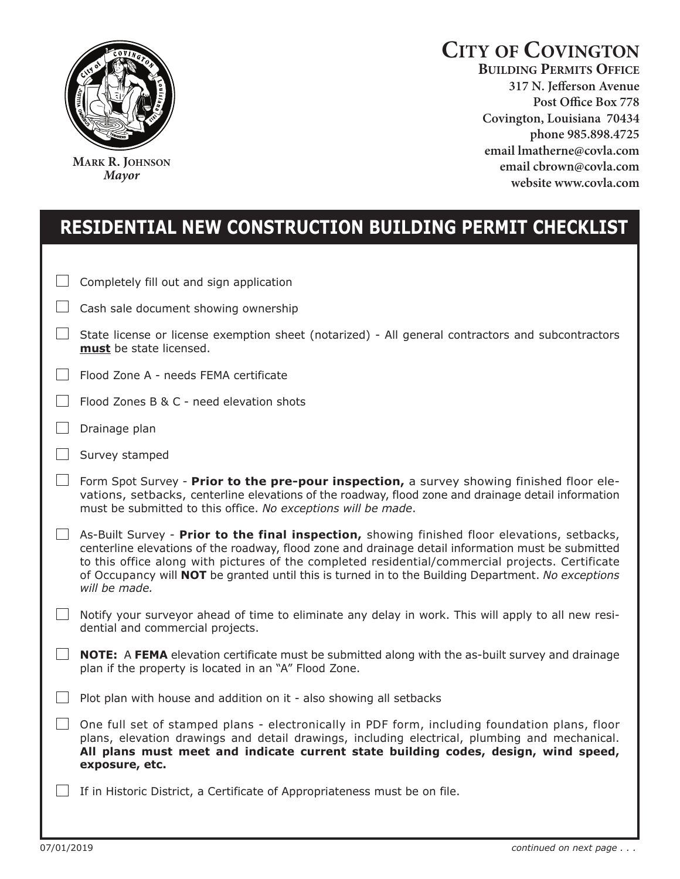# City of Covington

**Building Permits Office**
317 N. Jefferson Avenue
Post Office Box 778
Covington, Louisiana 70434
phone 985.898.4725
email lmatherne@covla.com
email cbrown@covla.com
website www.covla.com

**Mark R. Johnson**
*Mayor*

## RESIDENTIAL NEW CONSTRUCTION BUILDING PERMIT CHECKLIST

- [ ] Completely fill out and sign application
- [ ] Cash sale document showing ownership
- [ ] State license or license exemption sheet (notarized) - All general contractors and subcontractors **must** be state licensed.
- [ ] Flood Zone A - needs FEMA certificate
- [ ] Flood Zones B & C - need elevation shots
- [ ] Drainage plan
- [ ] Survey stamped
- [ ] Form Spot Survey - **Prior to the pre-pour inspection,** a survey showing finished floor elevations, setbacks, centerline elevations of the roadway, flood zone and drainage detail information must be submitted to this office. *No exceptions will be made*.
- [ ] As-Built Survey - **Prior to the final inspection,** showing finished floor elevations, setbacks, centerline elevations of the roadway, flood zone and drainage detail information must be submitted to this office along with pictures of the completed residential/commercial projects. Certificate of Occupancy will **NOT** be granted until this is turned in to the Building Department. *No exceptions will be made.*
- [ ] Notify your surveyor ahead of time to eliminate any delay in work. This will apply to all new residential and commercial projects.
- [ ] **NOTE:** A **FEMA** elevation certificate must be submitted along with the as-built survey and drainage plan if the property is located in an "A" Flood Zone.
- [ ] Plot plan with house and addition on it - also showing all setbacks
- [ ] One full set of stamped plans - electronically in PDF form, including foundation plans, floor plans, elevation drawings and detail drawings, including electrical, plumbing and mechanical. **All plans must meet and indicate current state building codes, design, wind speed, exposure, etc.**
- [ ] If in Historic District, a Certificate of Appropriateness must be on file.

07/01/2019

*continued on next page . . .*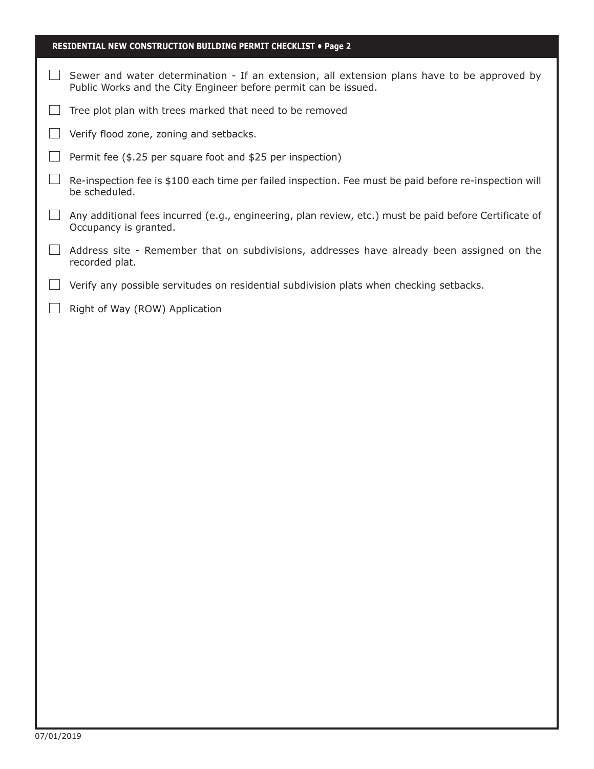## RESIDENTIAL NEW CONSTRUCTION BUILDING PERMIT CHECKLIST • Page 2

- [ ] Sewer and water determination - If an extension, all extension plans have to be approved by Public Works and the City Engineer before permit can be issued.
- [ ] Tree plot plan with trees marked that need to be removed
- [ ] Verify flood zone, zoning and setbacks.
- [ ] Permit fee ($.25 per square foot and $25 per inspection)
- [ ] Re-inspection fee is $100 each time per failed inspection. Fee must be paid before re-inspection will be scheduled.
- [ ] Any additional fees incurred (e.g., engineering, plan review, etc.) must be paid before Certificate of Occupancy is granted.
- [ ] Address site - Remember that on subdivisions, addresses have already been assigned on the recorded plat.
- [ ] Verify any possible servitudes on residential subdivision plats when checking setbacks.
- [ ] Right of Way (ROW) Application

07/01/2019